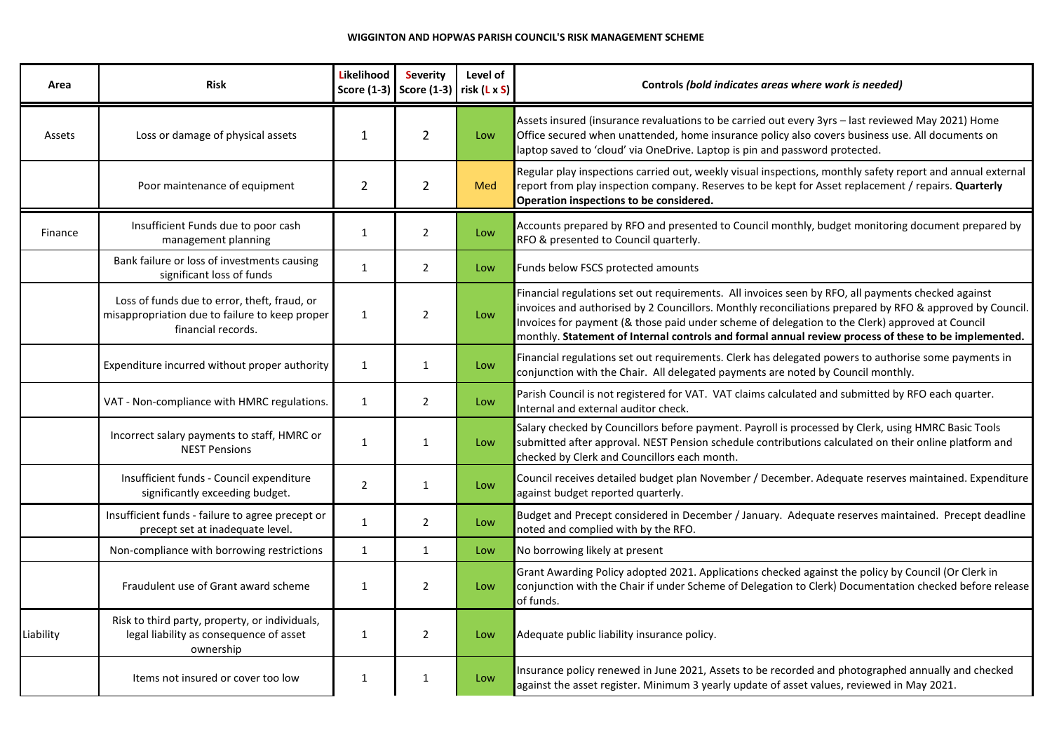# WIGGINTON AND HOPWAS PARISH COUNCIL'S RISK MANAGEMENT SCHEME

| Area | Risk | Likelihood Score (1-3) | Severity Score (1-3) | Level of risk (L x S) | Controls *(bold indicates areas where work is needed)* |
|---|---|---|---|---|---|
| Assets | Loss or damage of physical assets | 1 | 2 | Low | Assets insured (insurance revaluations to be carried out every 3yrs – last reviewed May 2021) Home Office secured when unattended, home insurance policy also covers business use. All documents on laptop saved to 'cloud' via OneDrive. Laptop is pin and password protected. |
| | Poor maintenance of equipment | 2 | 2 | Med | Regular play inspections carried out, weekly visual inspections, monthly safety report and annual external report from play inspection company. Reserves to be kept for Asset replacement / repairs. **Quarterly Operation inspections to be considered.** |
| Finance | Insufficient Funds due to poor cash management planning | 1 | 2 | Low | Accounts prepared by RFO and presented to Council monthly, budget monitoring document prepared by RFO & presented to Council quarterly. |
| | Bank failure or loss of investments causing significant loss of funds | 1 | 2 | Low | Funds below FSCS protected amounts |
| | Loss of funds due to error, theft, fraud, or misappropriation due to failure to keep proper financial records. | 1 | 2 | Low | Financial regulations set out requirements. All invoices seen by RFO, all payments checked against invoices and authorised by 2 Councillors. Monthly reconciliations prepared by RFO & approved by Council. Invoices for payment (& those paid under scheme of delegation to the Clerk) approved at Council monthly. **Statement of Internal controls and formal annual review process of these to be implemented.** |
| | Expenditure incurred without proper authority | 1 | 1 | Low | Financial regulations set out requirements. Clerk has delegated powers to authorise some payments in conjunction with the Chair. All delegated payments are noted by Council monthly. |
| | VAT - Non-compliance with HMRC regulations. | 1 | 2 | Low | Parish Council is not registered for VAT. VAT claims calculated and submitted by RFO each quarter. Internal and external auditor check. |
| | Incorrect salary payments to staff, HMRC or NEST Pensions | 1 | 1 | Low | Salary checked by Councillors before payment. Payroll is processed by Clerk, using HMRC Basic Tools submitted after approval. NEST Pension schedule contributions calculated on their online platform and checked by Clerk and Councillors each month. |
| | Insufficient funds - Council expenditure significantly exceeding budget. | 2 | 1 | Low | Council receives detailed budget plan November / December. Adequate reserves maintained. Expenditure against budget reported quarterly. |
| | Insufficient funds - failure to agree precept or precept set at inadequate level. | 1 | 2 | Low | Budget and Precept considered in December / January. Adequate reserves maintained. Precept deadline noted and complied with by the RFO. |
| | Non-compliance with borrowing restrictions | 1 | 1 | Low | No borrowing likely at present |
| | Fraudulent use of Grant award scheme | 1 | 2 | Low | Grant Awarding Policy adopted 2021. Applications checked against the policy by Council (Or Clerk in conjunction with the Chair if under Scheme of Delegation to Clerk) Documentation checked before release of funds. |
| Liability | Risk to third party, property, or individuals, legal liability as consequence of asset ownership | 1 | 2 | Low | Adequate public liability insurance policy. |
| | Items not insured or cover too low | 1 | 1 | Low | Insurance policy renewed in June 2021, Assets to be recorded and photographed annually and checked against the asset register. Minimum 3 yearly update of asset values, reviewed in May 2021. |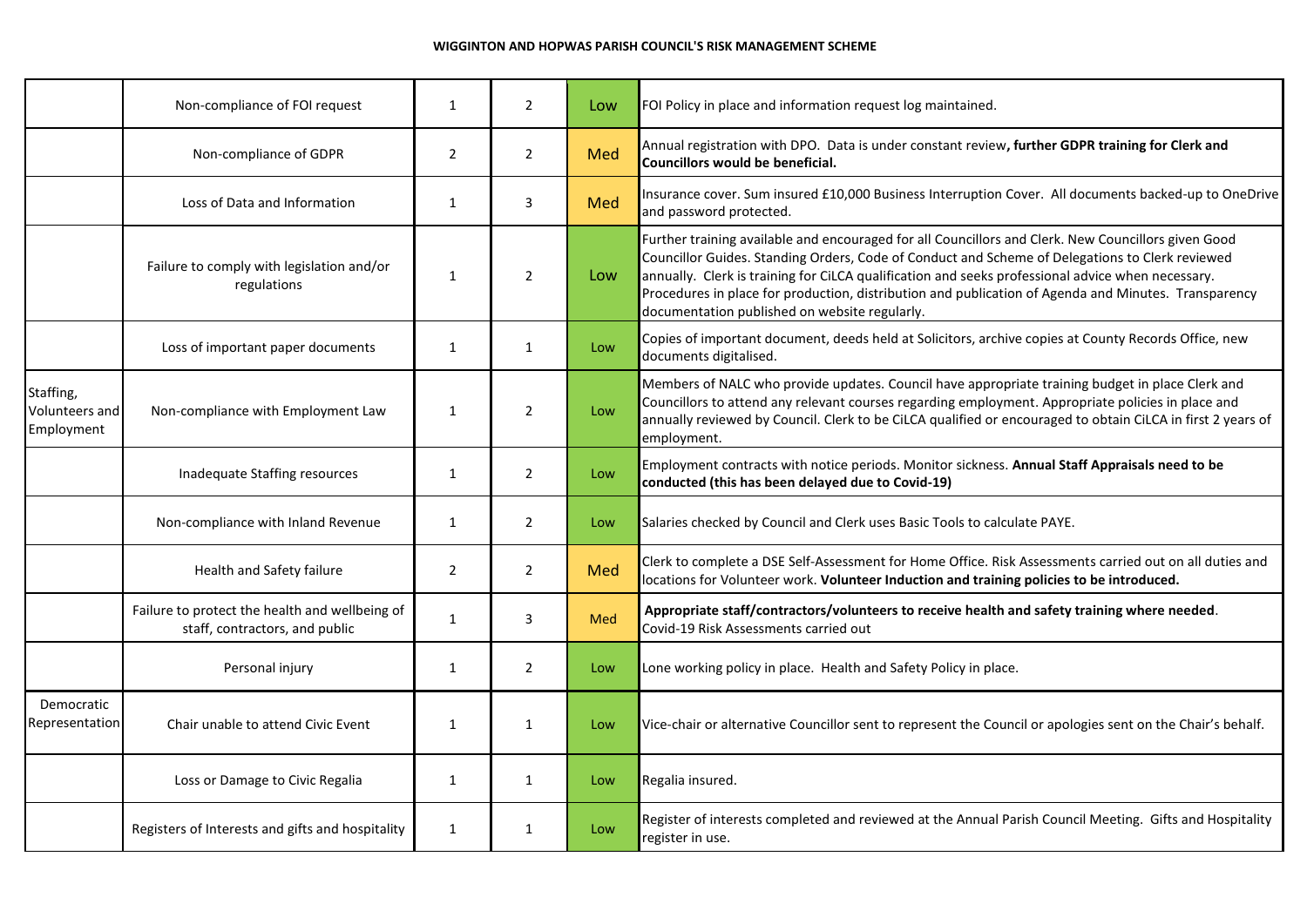**WIGGINTON AND HOPWAS PARISH COUNCIL'S RISK MANAGEMENT SCHEME**

| | | | | | |
|---|---|---|---|---|---|
| | Non-compliance of FOI request | 1 | 2 | Low | FOI Policy in place and information request log maintained. |
| | Non-compliance of GDPR | 2 | 2 | Med | Annual registration with DPO. Data is under constant review**, further GDPR training for Clerk and Councillors would be beneficial.** |
| | Loss of Data and Information | 1 | 3 | Med | Insurance cover. Sum insured £10,000 Business Interruption Cover. All documents backed-up to OneDrive and password protected. |
| | Failure to comply with legislation and/or regulations | 1 | 2 | Low | Further training available and encouraged for all Councillors and Clerk. New Councillors given Good Councillor Guides. Standing Orders, Code of Conduct and Scheme of Delegations to Clerk reviewed annually. Clerk is training for CiLCA qualification and seeks professional advice when necessary. Procedures in place for production, distribution and publication of Agenda and Minutes. Transparency documentation published on website regularly. |
| | Loss of important paper documents | 1 | 1 | Low | Copies of important document, deeds held at Solicitors, archive copies at County Records Office, new documents digitalised. |
| Staffing, Volunteers and Employment | Non-compliance with Employment Law | 1 | 2 | Low | Members of NALC who provide updates. Council have appropriate training budget in place Clerk and Councillors to attend any relevant courses regarding employment. Appropriate policies in place and annually reviewed by Council. Clerk to be CiLCA qualified or encouraged to obtain CiLCA in first 2 years of employment. |
| | Inadequate Staffing resources | 1 | 2 | Low | Employment contracts with notice periods. Monitor sickness. **Annual Staff Appraisals need to be conducted (this has been delayed due to Covid-19)** |
| | Non-compliance with Inland Revenue | 1 | 2 | Low | Salaries checked by Council and Clerk uses Basic Tools to calculate PAYE. |
| | Health and Safety failure | 2 | 2 | Med | Clerk to complete a DSE Self-Assessment for Home Office. Risk Assessments carried out on all duties and locations for Volunteer work. **Volunteer Induction and training policies to be introduced.** |
| | Failure to protect the health and wellbeing of staff, contractors, and public | 1 | 3 | Med | **Appropriate staff/contractors/volunteers to receive health and safety training where needed**. Covid-19 Risk Assessments carried out |
| | Personal injury | 1 | 2 | Low | Lone working policy in place. Health and Safety Policy in place. |
| Democratic Representation | Chair unable to attend Civic Event | 1 | 1 | Low | Vice-chair or alternative Councillor sent to represent the Council or apologies sent on the Chair's behalf. |
| | Loss or Damage to Civic Regalia | 1 | 1 | Low | Regalia insured. |
| | Registers of Interests and gifts and hospitality | 1 | 1 | Low | Register of interests completed and reviewed at the Annual Parish Council Meeting. Gifts and Hospitality register in use. |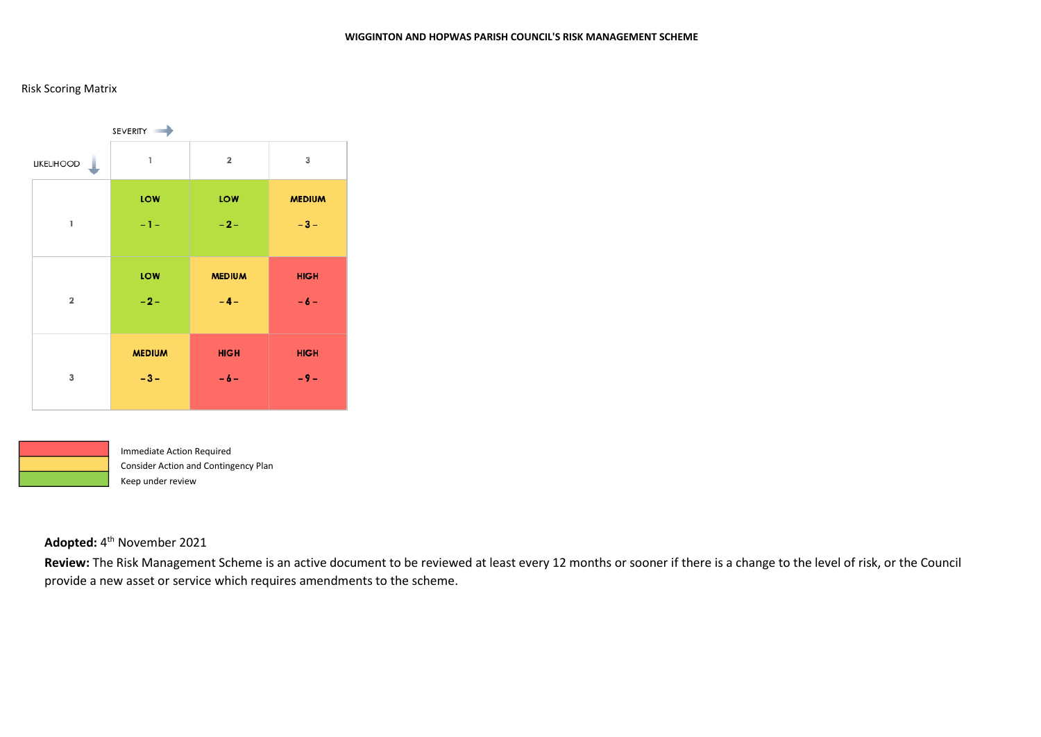**WIGGINTON AND HOPWAS PARISH COUNCIL'S RISK MANAGEMENT SCHEME**

Risk Scoring Matrix

| LIKELIHOOD ↓ / SEVERITY → | 1 | 2 | 3 |
|---|---|---|---|
| 1 | LOW - 1 - | LOW - 2 - | MEDIUM - 3 - |
| 2 | LOW - 2 - | MEDIUM - 4 - | HIGH - 6 - |
| 3 | MEDIUM - 3 - | HIGH - 6 - | HIGH - 9 - |

| Colour | Meaning |
|---|---|
| Red | Immediate Action Required |
| Yellow | Consider Action and Contingency Plan |
| Green | Keep under review |

**Adopted:** 4th November 2021

**Review:** The Risk Management Scheme is an active document to be reviewed at least every 12 months or sooner if there is a change to the level of risk, or the Council provide a new asset or service which requires amendments to the scheme.